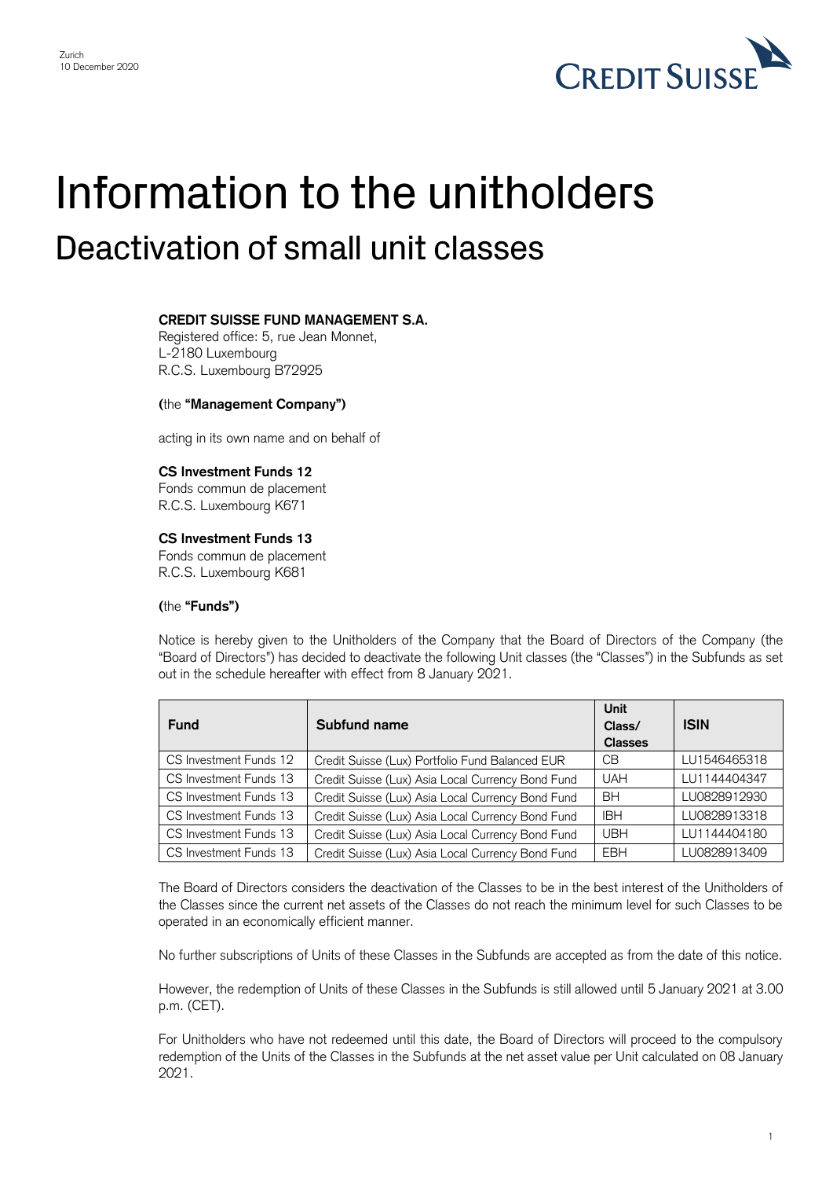Zurich
10 December 2020

# Information to the unitholders

## Deactivation of small unit classes

**CREDIT SUISSE FUND MANAGEMENT S.A.**
Registered office: 5, rue Jean Monnet,
L-2180 Luxembourg
R.C.S. Luxembourg B72925

**(**the **"Management Company")**

acting in its own name and on behalf of

**CS Investment Funds 12**
Fonds commun de placement
R.C.S. Luxembourg K671

**CS Investment Funds 13**
Fonds commun de placement
R.C.S. Luxembourg K681

**(**the **"Funds")**

Notice is hereby given to the Unitholders of the Company that the Board of Directors of the Company (the "Board of Directors") has decided to deactivate the following Unit classes (the "Classes") in the Subfunds as set out in the schedule hereafter with effect from 8 January 2021.

| Fund | Subfund name | Unit Class/ Classes | ISIN |
|---|---|---|---|
| CS Investment Funds 12 | Credit Suisse (Lux) Portfolio Fund Balanced EUR | CB | LU1546465318 |
| CS Investment Funds 13 | Credit Suisse (Lux) Asia Local Currency Bond Fund | UAH | LU1144404347 |
| CS Investment Funds 13 | Credit Suisse (Lux) Asia Local Currency Bond Fund | BH | LU0828912930 |
| CS Investment Funds 13 | Credit Suisse (Lux) Asia Local Currency Bond Fund | IBH | LU0828913318 |
| CS Investment Funds 13 | Credit Suisse (Lux) Asia Local Currency Bond Fund | UBH | LU1144404180 |
| CS Investment Funds 13 | Credit Suisse (Lux) Asia Local Currency Bond Fund | EBH | LU0828913409 |

The Board of Directors considers the deactivation of the Classes to be in the best interest of the Unitholders of the Classes since the current net assets of the Classes do not reach the minimum level for such Classes to be operated in an economically efficient manner.

No further subscriptions of Units of these Classes in the Subfunds are accepted as from the date of this notice.

However, the redemption of Units of these Classes in the Subfunds is still allowed until 5 January 2021 at 3.00 p.m. (CET).

For Unitholders who have not redeemed until this date, the Board of Directors will proceed to the compulsory redemption of the Units of the Classes in the Subfunds at the net asset value per Unit calculated on 08 January 2021.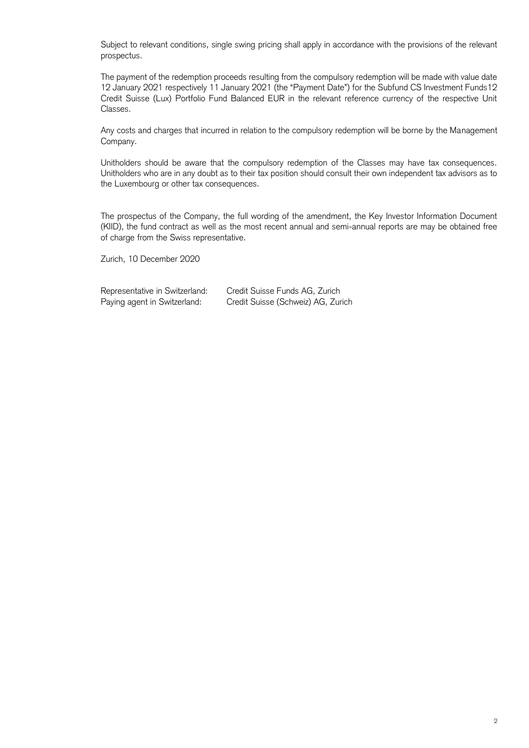Subject to relevant conditions, single swing pricing shall apply in accordance with the provisions of the relevant prospectus.

The payment of the redemption proceeds resulting from the compulsory redemption will be made with value date 12 January 2021 respectively 11 January 2021 (the "Payment Date") for the Subfund CS Investment Funds12 Credit Suisse (Lux) Portfolio Fund Balanced EUR in the relevant reference currency of the respective Unit Classes.

Any costs and charges that incurred in relation to the compulsory redemption will be borne by the Management Company.

Unitholders should be aware that the compulsory redemption of the Classes may have tax consequences. Unitholders who are in any doubt as to their tax position should consult their own independent tax advisors as to the Luxembourg or other tax consequences.

The prospectus of the Company, the full wording of the amendment, the Key Investor Information Document (KIID), the fund contract as well as the most recent annual and semi-annual reports are may be obtained free of charge from the Swiss representative.

Zurich, 10 December 2020

| | |
|---|---|
| Representative in Switzerland: | Credit Suisse Funds AG, Zurich |
| Paying agent in Switzerland: | Credit Suisse (Schweiz) AG, Zurich |